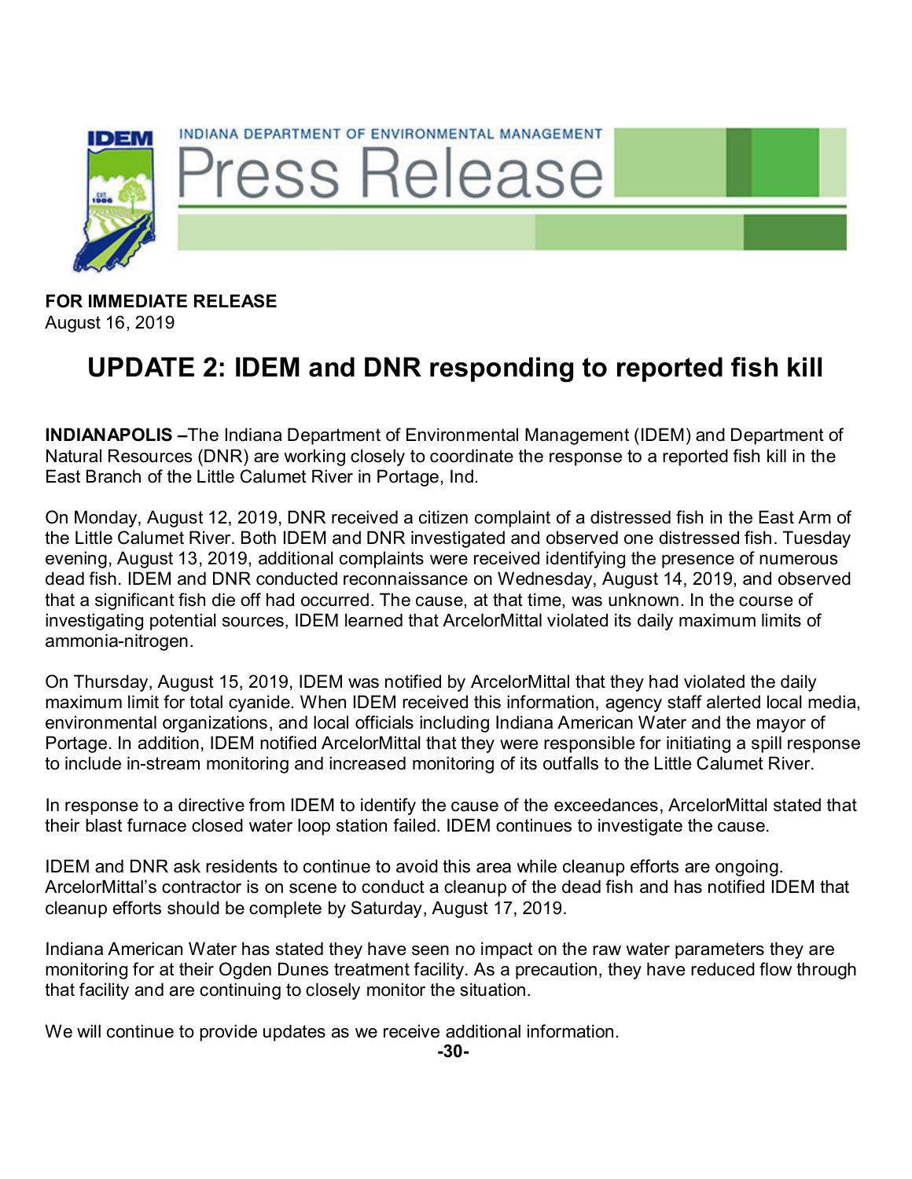INDIANA DEPARTMENT OF ENVIRONMENTAL MANAGEMENT

# Press Release

**FOR IMMEDIATE RELEASE**
August 16, 2019

## UPDATE 2: IDEM and DNR responding to reported fish kill

**INDIANAPOLIS –**The Indiana Department of Environmental Management (IDEM) and Department of Natural Resources (DNR) are working closely to coordinate the response to a reported fish kill in the East Branch of the Little Calumet River in Portage, Ind.

On Monday, August 12, 2019, DNR received a citizen complaint of a distressed fish in the East Arm of the Little Calumet River. Both IDEM and DNR investigated and observed one distressed fish. Tuesday evening, August 13, 2019, additional complaints were received identifying the presence of numerous dead fish. IDEM and DNR conducted reconnaissance on Wednesday, August 14, 2019, and observed that a significant fish die off had occurred. The cause, at that time, was unknown. In the course of investigating potential sources, IDEM learned that ArcelorMittal violated its daily maximum limits of ammonia-nitrogen.

On Thursday, August 15, 2019, IDEM was notified by ArcelorMittal that they had violated the daily maximum limit for total cyanide. When IDEM received this information, agency staff alerted local media, environmental organizations, and local officials including Indiana American Water and the mayor of Portage. In addition, IDEM notified ArcelorMittal that they were responsible for initiating a spill response to include in-stream monitoring and increased monitoring of its outfalls to the Little Calumet River.

In response to a directive from IDEM to identify the cause of the exceedances, ArcelorMittal stated that their blast furnace closed water loop station failed. IDEM continues to investigate the cause.

IDEM and DNR ask residents to continue to avoid this area while cleanup efforts are ongoing. ArcelorMittal's contractor is on scene to conduct a cleanup of the dead fish and has notified IDEM that cleanup efforts should be complete by Saturday, August 17, 2019.

Indiana American Water has stated they have seen no impact on the raw water parameters they are monitoring for at their Ogden Dunes treatment facility. As a precaution, they have reduced flow through that facility and are continuing to closely monitor the situation.

We will continue to provide updates as we receive additional information.

-30-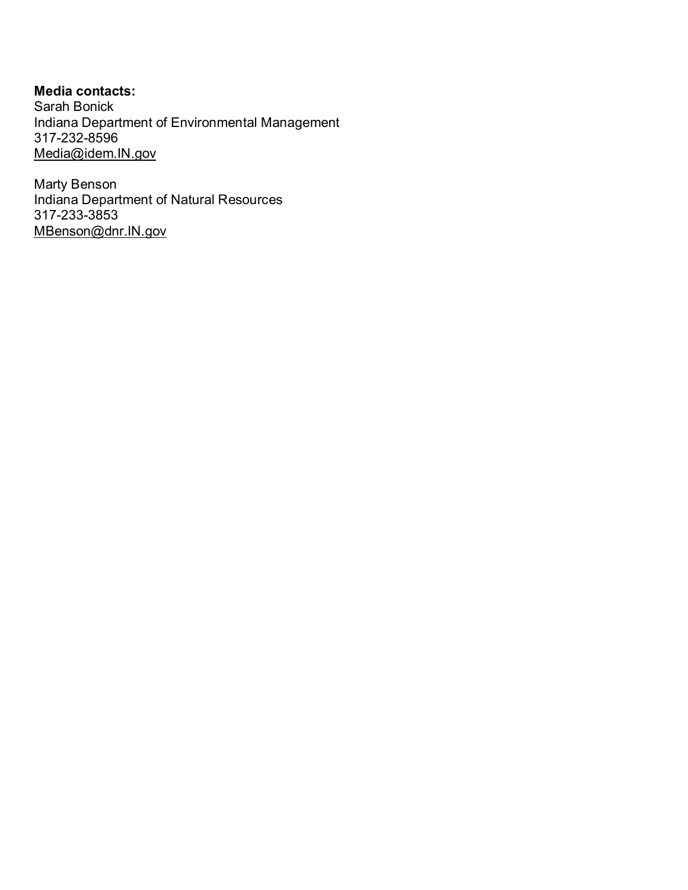**Media contacts:**
Sarah Bonick
Indiana Department of Environmental Management
317-232-8596
Media@idem.IN.gov

Marty Benson
Indiana Department of Natural Resources
317-233-3853
MBenson@dnr.IN.gov